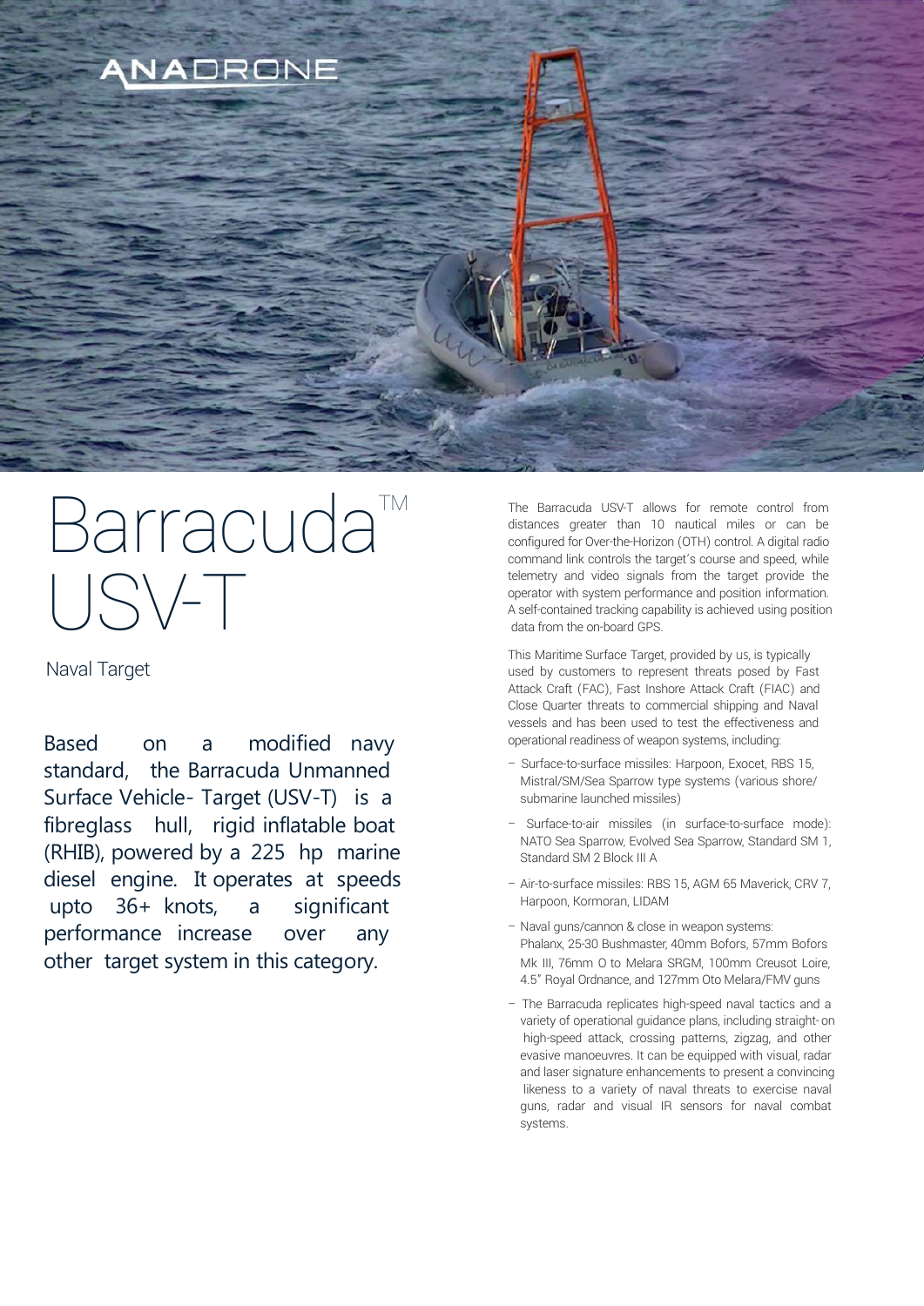ANADRONE

# Barracuda™ USV-T

Naval Target

Based on a modified navy standard, the Barracuda Unmanned Surface Vehicle- Target (USV-T) is a fibreglass hull, rigid inflatable boat (RHIB), powered by a 225 hp marine diesel engine. It operates at speeds upto 36+ knots, a significant performance increase over any other target system in this category.

The Barracuda USV-T allows for remote control from distances greater than 10 nautical miles or can be configured for Over-the-Horizon (OTH) control. A digital radio command link controls the target's course and speed, while telemetry and video signals from the target provide the operator with system performance and position information. A self-contained tracking capability is achieved using position data from the on-board GPS.

This Maritime Surface Target, provided by us, is typically used by customers to represent threats posed by Fast Attack Craft (FAC), Fast Inshore Attack Craft (FIAC) and Close Quarter threats to commercial shipping and Naval vessels and has been used to test the effectiveness and operational readiness of weapon systems, including:

- Surface-to-surface missiles: Harpoon, Exocet, RBS 15, Mistral/SM/Sea Sparrow type systems (various shore/ submarine launched missiles)
- Surface-to-air missiles (in surface-to-surface mode): NATO Sea Sparrow, Evolved Sea Sparrow, Standard SM 1, Standard SM 2 Block III A
- Air-to-surface missiles: RBS 15, AGM 65 Maverick, CRV 7, Harpoon, Kormoran, LIDAM
- Naval guns/cannon & close in weapon systems: Phalanx, 25-30 Bushmaster, 40mm Bofors, 57mm Bofors Mk III, 76mm O to Melara SRGM, 100mm Creusot Loire, 4.5" Royal Ordnance, and 127mm Oto Melara/FMV guns
- The Barracuda replicates high-speed naval tactics and a variety of operational guidance plans, including straight-on high-speed attack, crossing patterns, zigzag, and other evasive manoeuvres. It can be equipped with visual, radar and laser signature enhancements to present a convincing likeness to a variety of naval threats to exercise naval guns, radar and visual IR sensors for naval combat systems.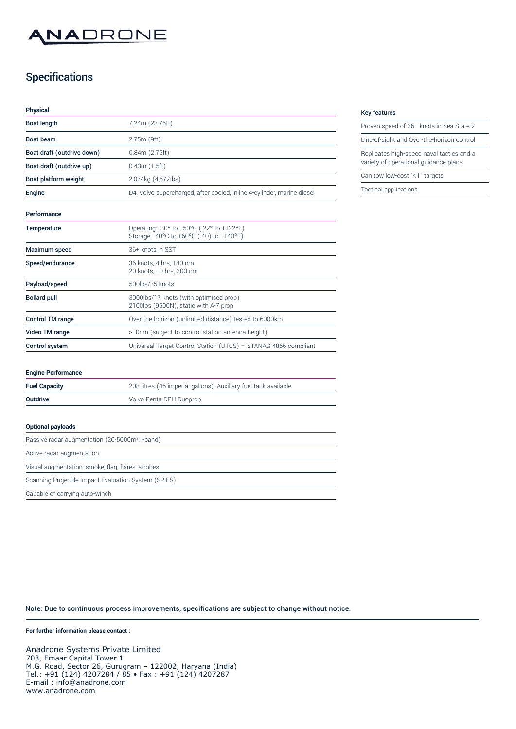ANADRONE

# Specifications

### Physical

| | |
|---|---|
| **Boat length** | 7.24m (23.75ft) |
| **Boat beam** | 2.75m (9ft) |
| **Boat draft (outdrive down)** | 0.84m (2.75ft) |
| **Boat draft (outdrive up)** | 0.43m (1.5ft) |
| **Boat platform weight** | 2,074kg (4,572lbs) |
| **Engine** | D4, Volvo supercharged, after cooled, inline 4-cylinder, marine diesel |

### Performance

| | |
|---|---|
| **Temperature** | Operating: -30° to +50°C (-22° to +122°F)<br>Storage: -40°C to +60°C (-40) to +140°F) |
| **Maximum speed** | 36+ knots in SST |
| **Speed/endurance** | 36 knots, 4 hrs, 180 nm<br>20 knots, 10 hrs, 300 nm |
| **Payload/speed** | 500lbs/35 knots |
| **Bollard pull** | 3000lbs/17 knots (with optimised prop)<br>2100lbs (9500N), static with A-7 prop |
| **Control TM range** | Over-the-horizon (unlimited distance) tested to 6000km |
| **Video TM range** | >10nm (subject to control station antenna height) |
| **Control system** | Universal Target Control Station (UTCS) – STANAG 4856 compliant |

### Engine Performance

| | |
|---|---|
| **Fuel Capacity** | 208 litres (46 imperial gallons). Auxiliary fuel tank available |
| **Outdrive** | Volvo Penta DPH Duoprop |

### Optional payloads

- Passive radar augmentation (20-5000m$^2$, I-band)
- Active radar augmentation
- Visual augmentation: smoke, flag, flares, strobes
- Scanning Projectile Impact Evaluation System (SPIES)
- Capable of carrying auto-winch

### Key features

- Proven speed of 36+ knots in Sea State 2
- Line-of-sight and Over-the-horizon control
- Replicates high-speed naval tactics and a variety of operational guidance plans
- Can tow low-cost 'Kill' targets
- Tactical applications

Note: Due to continuous process improvements, specifications are subject to change without notice.

**For further information please contact** :

Anadrone Systems Private Limited
703, Emaar Capital Tower 1
M.G. Road, Sector 26, Gurugram – 122002, Haryana (India)
Tel.: +91 (124) 4207284 / 85 • Fax : +91 (124) 4207287
E-mail : info@anadrone.com
www.anadrone.com